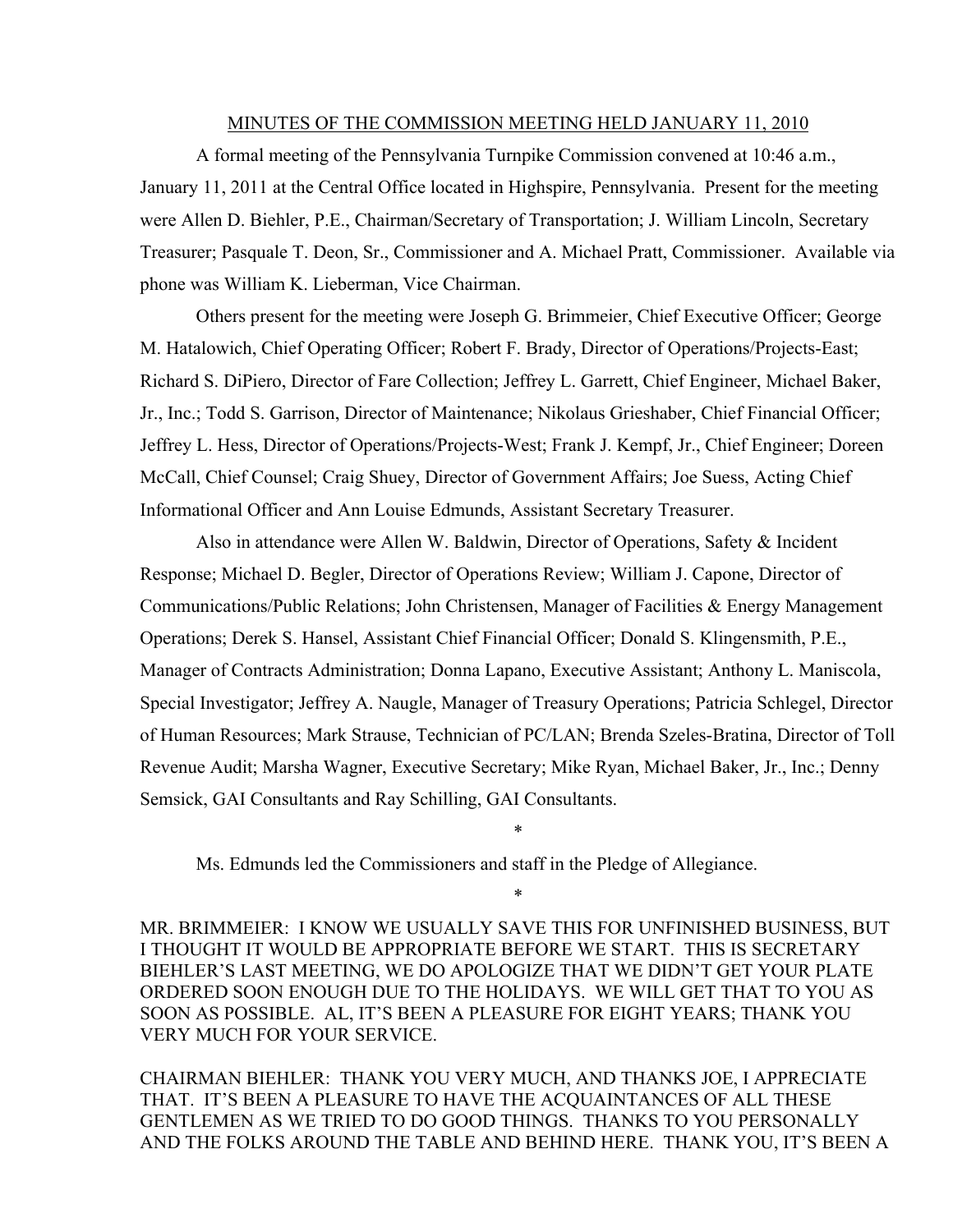MINUTES OF THE COMMISSION MEETING HELD JANUARY 11, 2010

A formal meeting of the Pennsylvania Turnpike Commission convened at 10:46 a.m., January 11, 2011 at the Central Office located in Highspire, Pennsylvania. Present for the meeting were Allen D. Biehler, P.E., Chairman/Secretary of Transportation; J. William Lincoln, Secretary Treasurer; Pasquale T. Deon, Sr., Commissioner and A. Michael Pratt, Commissioner. Available via phone was William K. Lieberman, Vice Chairman.

Others present for the meeting were Joseph G. Brimmeier, Chief Executive Officer; George M. Hatalowich, Chief Operating Officer; Robert F. Brady, Director of Operations/Projects-East; Richard S. DiPiero, Director of Fare Collection; Jeffrey L. Garrett, Chief Engineer, Michael Baker, Jr., Inc.; Todd S. Garrison, Director of Maintenance; Nikolaus Grieshaber, Chief Financial Officer; Jeffrey L. Hess, Director of Operations/Projects-West; Frank J. Kempf, Jr., Chief Engineer; Doreen McCall, Chief Counsel; Craig Shuey, Director of Government Affairs; Joe Suess, Acting Chief Informational Officer and Ann Louise Edmunds, Assistant Secretary Treasurer.

Also in attendance were Allen W. Baldwin, Director of Operations, Safety & Incident Response; Michael D. Begler, Director of Operations Review; William J. Capone, Director of Communications/Public Relations; John Christensen, Manager of Facilities & Energy Management Operations; Derek S. Hansel, Assistant Chief Financial Officer; Donald S. Klingensmith, P.E., Manager of Contracts Administration; Donna Lapano, Executive Assistant; Anthony L. Maniscola, Special Investigator; Jeffrey A. Naugle, Manager of Treasury Operations; Patricia Schlegel, Director of Human Resources; Mark Strause, Technician of PC/LAN; Brenda Szeles-Bratina, Director of Toll Revenue Audit; Marsha Wagner, Executive Secretary; Mike Ryan, Michael Baker, Jr., Inc.; Denny Semsick, GAI Consultants and Ray Schilling, GAI Consultants.

*

Ms. Edmunds led the Commissioners and staff in the Pledge of Allegiance.

*

MR. BRIMMEIER: I KNOW WE USUALLY SAVE THIS FOR UNFINISHED BUSINESS, BUT I THOUGHT IT WOULD BE APPROPRIATE BEFORE WE START. THIS IS SECRETARY BIEHLER'S LAST MEETING, WE DO APOLOGIZE THAT WE DIDN'T GET YOUR PLATE ORDERED SOON ENOUGH DUE TO THE HOLIDAYS. WE WILL GET THAT TO YOU AS SOON AS POSSIBLE. AL, IT'S BEEN A PLEASURE FOR EIGHT YEARS; THANK YOU VERY MUCH FOR YOUR SERVICE.

CHAIRMAN BIEHLER: THANK YOU VERY MUCH, AND THANKS JOE, I APPRECIATE THAT. IT'S BEEN A PLEASURE TO HAVE THE ACQUAINTANCES OF ALL THESE GENTLEMEN AS WE TRIED TO DO GOOD THINGS. THANKS TO YOU PERSONALLY AND THE FOLKS AROUND THE TABLE AND BEHIND HERE. THANK YOU, IT'S BEEN A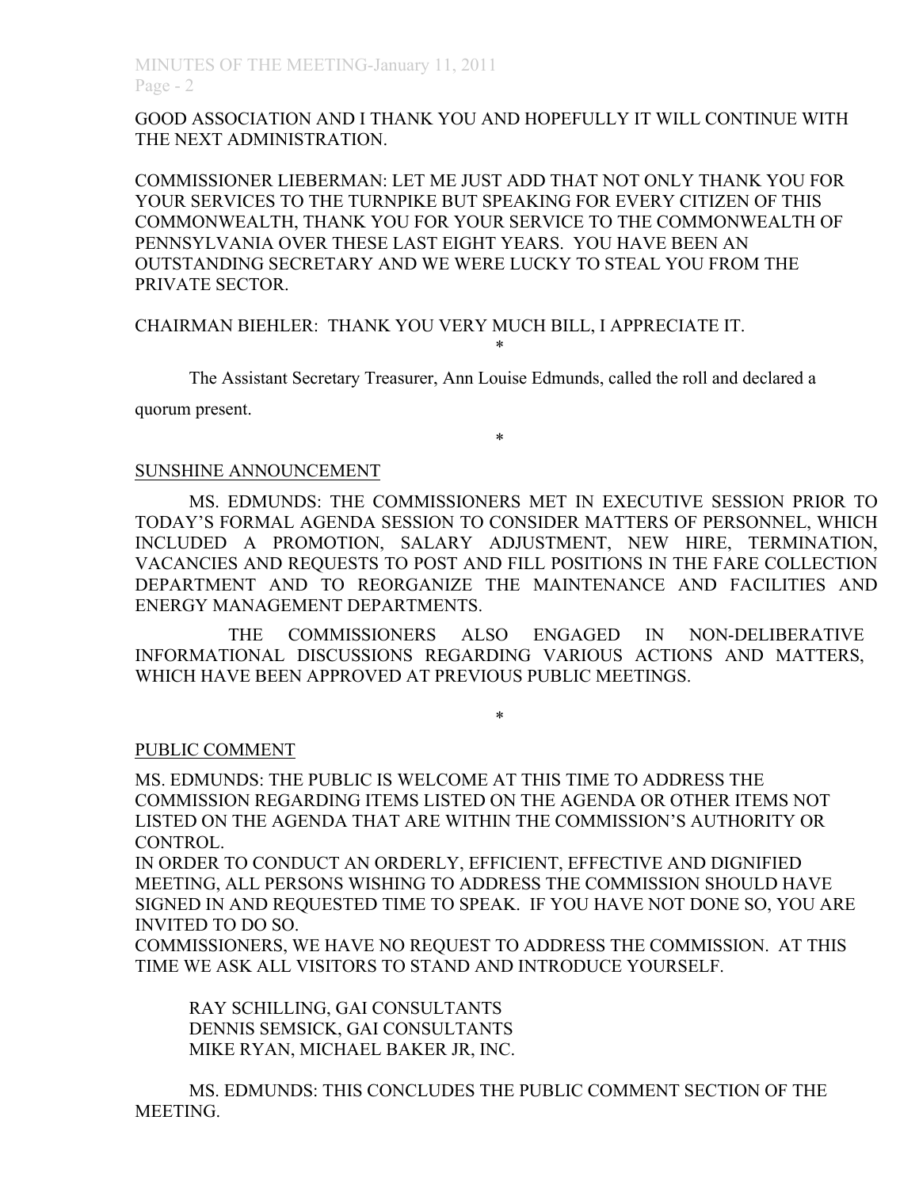GOOD ASSOCIATION AND I THANK YOU AND HOPEFULLY IT WILL CONTINUE WITH THE NEXT ADMINISTRATION.

COMMISSIONER LIEBERMAN: LET ME JUST ADD THAT NOT ONLY THANK YOU FOR YOUR SERVICES TO THE TURNPIKE BUT SPEAKING FOR EVERY CITIZEN OF THIS COMMONWEALTH, THANK YOU FOR YOUR SERVICE TO THE COMMONWEALTH OF PENNSYLVANIA OVER THESE LAST EIGHT YEARS. YOU HAVE BEEN AN OUTSTANDING SECRETARY AND WE WERE LUCKY TO STEAL YOU FROM THE PRIVATE SECTOR.

CHAIRMAN BIEHLER: THANK YOU VERY MUCH BILL, I APPRECIATE IT.

*

The Assistant Secretary Treasurer, Ann Louise Edmunds, called the roll and declared a quorum present.

*

SUNSHINE ANNOUNCEMENT

MS. EDMUNDS: THE COMMISSIONERS MET IN EXECUTIVE SESSION PRIOR TO TODAY'S FORMAL AGENDA SESSION TO CONSIDER MATTERS OF PERSONNEL, WHICH INCLUDED A PROMOTION, SALARY ADJUSTMENT, NEW HIRE, TERMINATION, VACANCIES AND REQUESTS TO POST AND FILL POSITIONS IN THE FARE COLLECTION DEPARTMENT AND TO REORGANIZE THE MAINTENANCE AND FACILITIES AND ENERGY MANAGEMENT DEPARTMENTS.

THE COMMISSIONERS ALSO ENGAGED IN NON-DELIBERATIVE INFORMATIONAL DISCUSSIONS REGARDING VARIOUS ACTIONS AND MATTERS, WHICH HAVE BEEN APPROVED AT PREVIOUS PUBLIC MEETINGS.

*

PUBLIC COMMENT

MS. EDMUNDS: THE PUBLIC IS WELCOME AT THIS TIME TO ADDRESS THE COMMISSION REGARDING ITEMS LISTED ON THE AGENDA OR OTHER ITEMS NOT LISTED ON THE AGENDA THAT ARE WITHIN THE COMMISSION'S AUTHORITY OR CONTROL.

IN ORDER TO CONDUCT AN ORDERLY, EFFICIENT, EFFECTIVE AND DIGNIFIED MEETING, ALL PERSONS WISHING TO ADDRESS THE COMMISSION SHOULD HAVE SIGNED IN AND REQUESTED TIME TO SPEAK. IF YOU HAVE NOT DONE SO, YOU ARE INVITED TO DO SO.

COMMISSIONERS, WE HAVE NO REQUEST TO ADDRESS THE COMMISSION. AT THIS TIME WE ASK ALL VISITORS TO STAND AND INTRODUCE YOURSELF.

RAY SCHILLING, GAI CONSULTANTS
DENNIS SEMSICK, GAI CONSULTANTS
MIKE RYAN, MICHAEL BAKER JR, INC.

MS. EDMUNDS: THIS CONCLUDES THE PUBLIC COMMENT SECTION OF THE MEETING.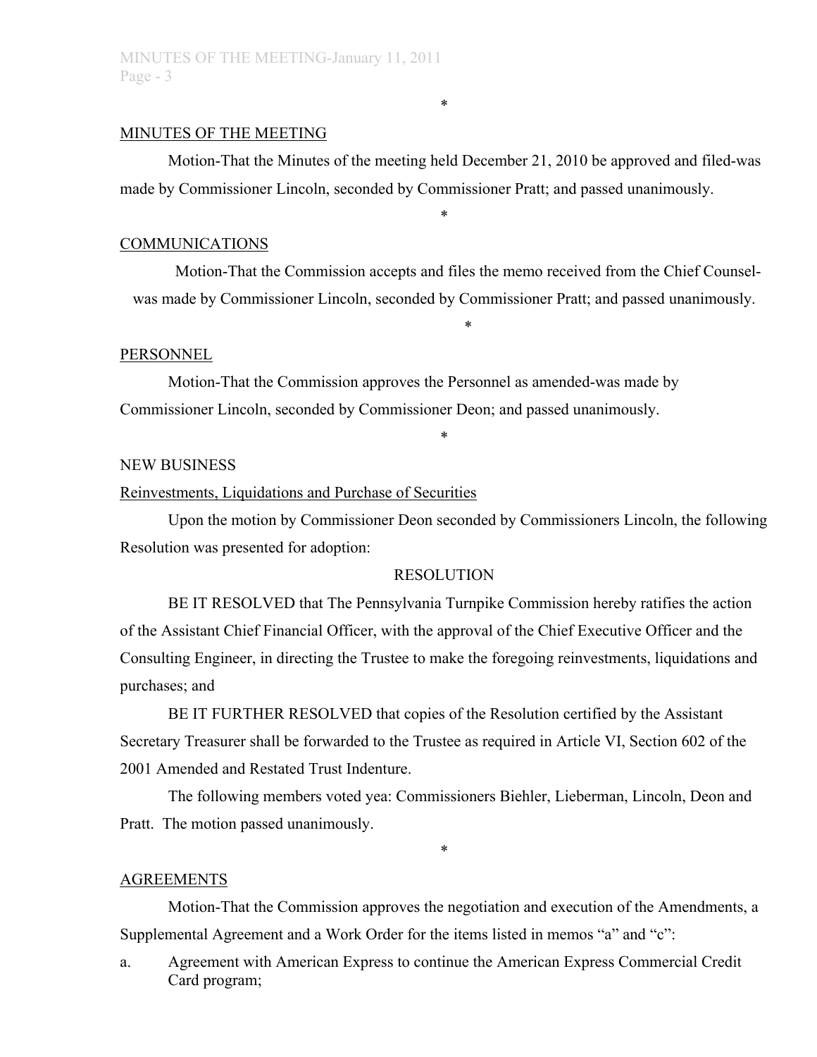\*

MINUTES OF THE MEETING

Motion-That the Minutes of the meeting held December 21, 2010 be approved and filed-was made by Commissioner Lincoln, seconded by Commissioner Pratt; and passed unanimously.

\*

COMMUNICATIONS

Motion-That the Commission accepts and files the memo received from the Chief Counsel-was made by Commissioner Lincoln, seconded by Commissioner Pratt; and passed unanimously.

\*

PERSONNEL

Motion-That the Commission approves the Personnel as amended-was made by Commissioner Lincoln, seconded by Commissioner Deon; and passed unanimously.

\*

NEW BUSINESS

Reinvestments, Liquidations and Purchase of Securities

Upon the motion by Commissioner Deon seconded by Commissioners Lincoln, the following Resolution was presented for adoption:

RESOLUTION

BE IT RESOLVED that The Pennsylvania Turnpike Commission hereby ratifies the action of the Assistant Chief Financial Officer, with the approval of the Chief Executive Officer and the Consulting Engineer, in directing the Trustee to make the foregoing reinvestments, liquidations and purchases; and

BE IT FURTHER RESOLVED that copies of the Resolution certified by the Assistant Secretary Treasurer shall be forwarded to the Trustee as required in Article VI, Section 602 of the 2001 Amended and Restated Trust Indenture.

The following members voted yea: Commissioners Biehler, Lieberman, Lincoln, Deon and Pratt. The motion passed unanimously.

\*

AGREEMENTS

Motion-That the Commission approves the negotiation and execution of the Amendments, a Supplemental Agreement and a Work Order for the items listed in memos "a" and "c":

a. Agreement with American Express to continue the American Express Commercial Credit Card program;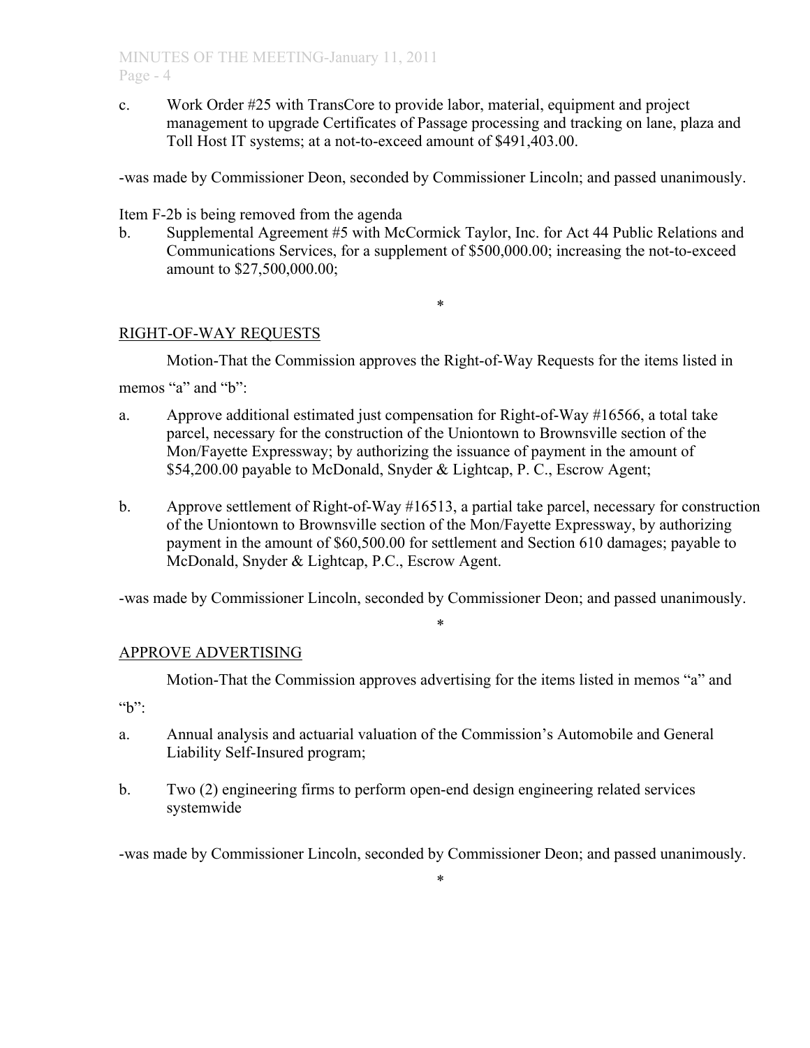c. Work Order #25 with TransCore to provide labor, material, equipment and project management to upgrade Certificates of Passage processing and tracking on lane, plaza and Toll Host IT systems; at a not-to-exceed amount of $491,403.00.

-was made by Commissioner Deon, seconded by Commissioner Lincoln; and passed unanimously.

Item F-2b is being removed from the agenda

b. Supplemental Agreement #5 with McCormick Taylor, Inc. for Act 44 Public Relations and Communications Services, for a supplement of $500,000.00; increasing the not-to-exceed amount to $27,500,000.00;

*

RIGHT-OF-WAY REQUESTS

Motion-That the Commission approves the Right-of-Way Requests for the items listed in memos “a” and “b”:

a. Approve additional estimated just compensation for Right-of-Way #16566, a total take parcel, necessary for the construction of the Uniontown to Brownsville section of the Mon/Fayette Expressway; by authorizing the issuance of payment in the amount of $54,200.00 payable to McDonald, Snyder & Lightcap, P. C., Escrow Agent;

b. Approve settlement of Right-of-Way #16513, a partial take parcel, necessary for construction of the Uniontown to Brownsville section of the Mon/Fayette Expressway, by authorizing payment in the amount of $60,500.00 for settlement and Section 610 damages; payable to McDonald, Snyder & Lightcap, P.C., Escrow Agent.

-was made by Commissioner Lincoln, seconded by Commissioner Deon; and passed unanimously.

*

APPROVE ADVERTISING

Motion-That the Commission approves advertising for the items listed in memos “a” and “b”:

a. Annual analysis and actuarial valuation of the Commission’s Automobile and General Liability Self-Insured program;

b. Two (2) engineering firms to perform open-end design engineering related services systemwide

-was made by Commissioner Lincoln, seconded by Commissioner Deon; and passed unanimously.

*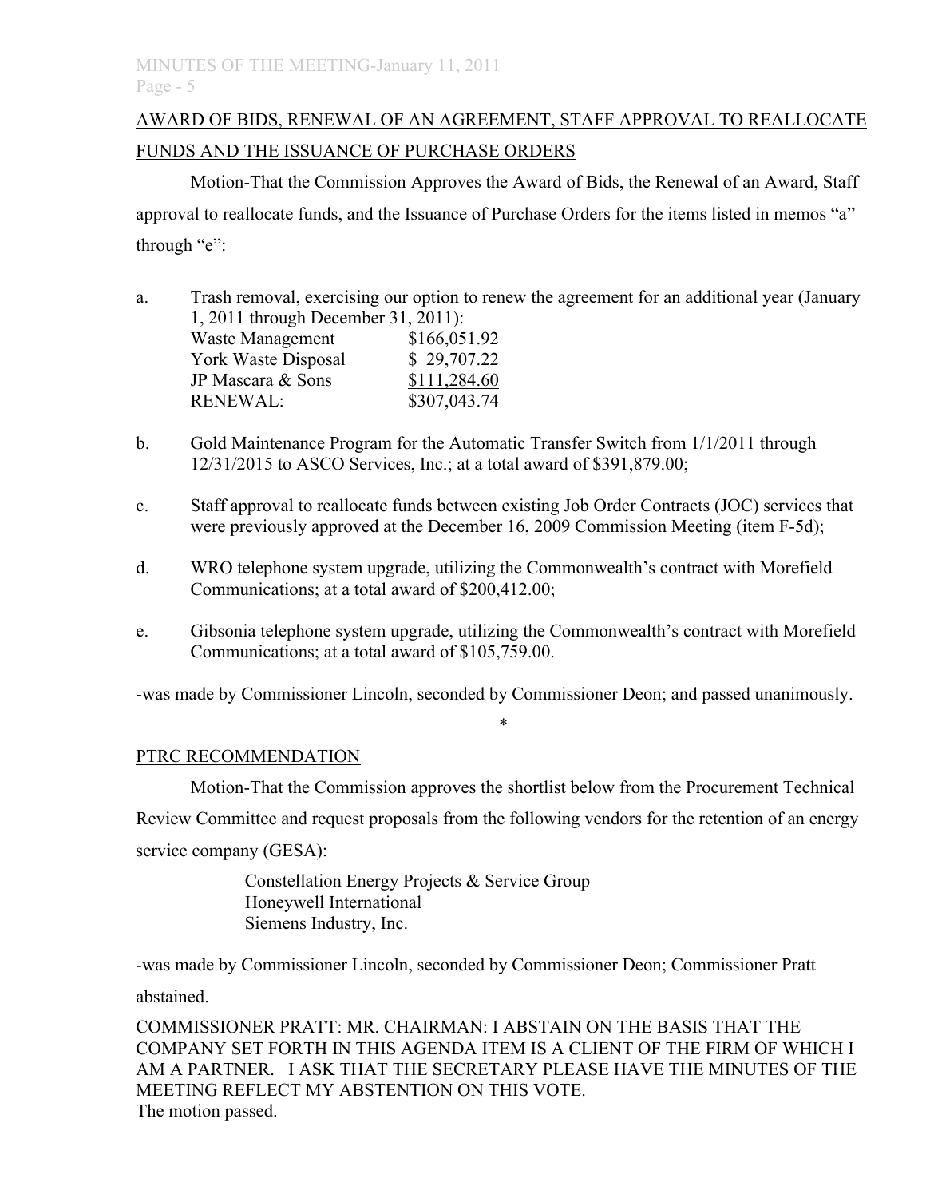## AWARD OF BIDS, RENEWAL OF AN AGREEMENT, STAFF APPROVAL TO REALLOCATE FUNDS AND THE ISSUANCE OF PURCHASE ORDERS

Motion-That the Commission Approves the Award of Bids, the Renewal of an Award, Staff approval to reallocate funds, and the Issuance of Purchase Orders for the items listed in memos "a" through "e":

a. Trash removal, exercising our option to renew the agreement for an additional year (January 1, 2011 through December 31, 2011):

| | |
|---|---|
| Waste Management | $166,051.92 |
| York Waste Disposal | $ 29,707.22 |
| JP Mascara & Sons | $111,284.60 |
| RENEWAL: | $307,043.74 |

b. Gold Maintenance Program for the Automatic Transfer Switch from 1/1/2011 through 12/31/2015 to ASCO Services, Inc.; at a total award of $391,879.00;

c. Staff approval to reallocate funds between existing Job Order Contracts (JOC) services that were previously approved at the December 16, 2009 Commission Meeting (item F-5d);

d. WRO telephone system upgrade, utilizing the Commonwealth's contract with Morefield Communications; at a total award of $200,412.00;

e. Gibsonia telephone system upgrade, utilizing the Commonwealth's contract with Morefield Communications; at a total award of $105,759.00.

-was made by Commissioner Lincoln, seconded by Commissioner Deon; and passed unanimously.

*

## PTRC RECOMMENDATION

Motion-That the Commission approves the shortlist below from the Procurement Technical Review Committee and request proposals from the following vendors for the retention of an energy service company (GESA):

Constellation Energy Projects & Service Group
Honeywell International
Siemens Industry, Inc.

-was made by Commissioner Lincoln, seconded by Commissioner Deon; Commissioner Pratt abstained.

COMMISSIONER PRATT: MR. CHAIRMAN: I ABSTAIN ON THE BASIS THAT THE COMPANY SET FORTH IN THIS AGENDA ITEM IS A CLIENT OF THE FIRM OF WHICH I AM A PARTNER. I ASK THAT THE SECRETARY PLEASE HAVE THE MINUTES OF THE MEETING REFLECT MY ABSTENTION ON THIS VOTE.

The motion passed.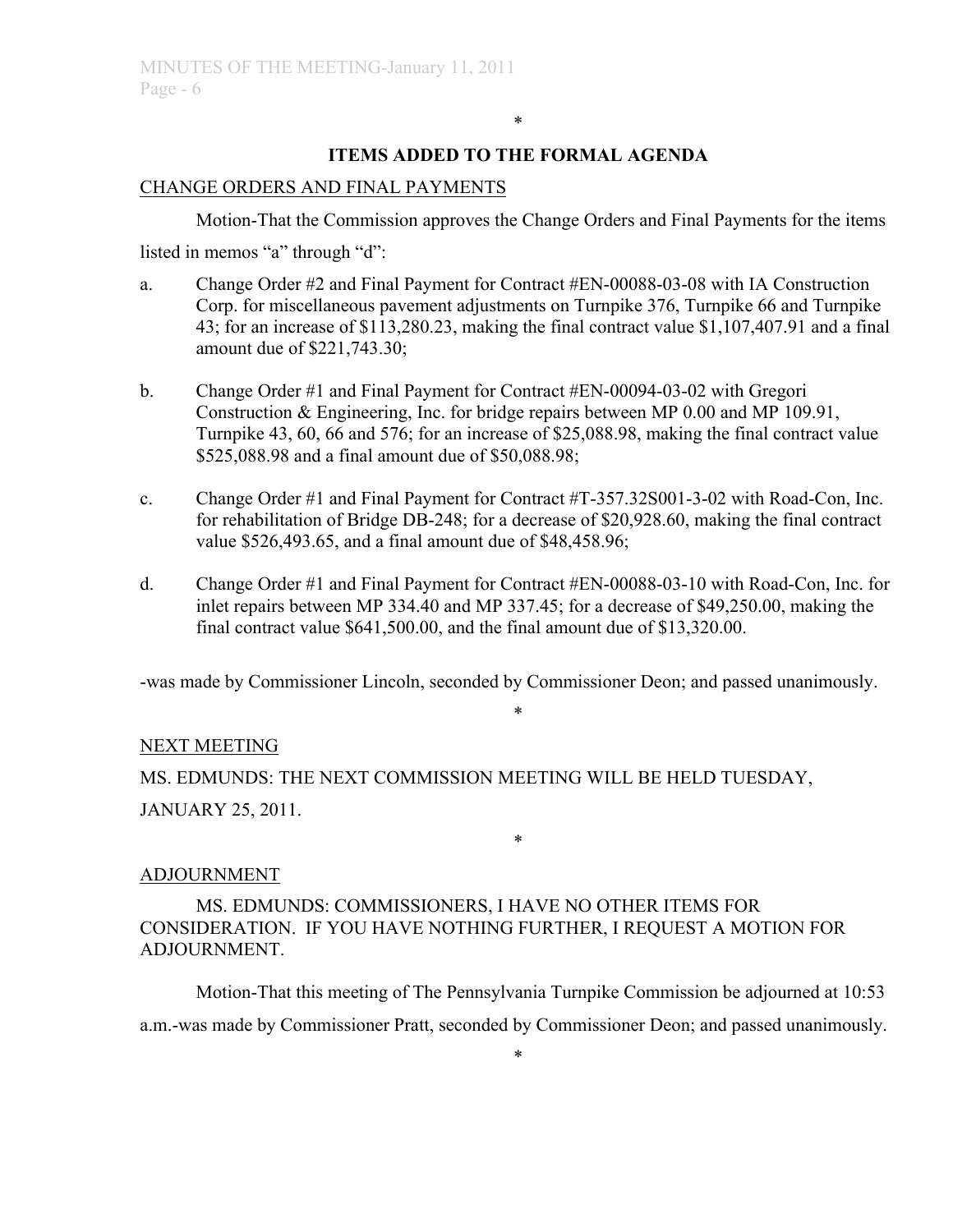*

## ITEMS ADDED TO THE FORMAL AGENDA

CHANGE ORDERS AND FINAL PAYMENTS

Motion-That the Commission approves the Change Orders and Final Payments for the items listed in memos "a" through "d":

a. Change Order #2 and Final Payment for Contract #EN-00088-03-08 with IA Construction Corp. for miscellaneous pavement adjustments on Turnpike 376, Turnpike 66 and Turnpike 43; for an increase of $113,280.23, making the final contract value $1,107,407.91 and a final amount due of $221,743.30;

b. Change Order #1 and Final Payment for Contract #EN-00094-03-02 with Gregori Construction & Engineering, Inc. for bridge repairs between MP 0.00 and MP 109.91, Turnpike 43, 60, 66 and 576; for an increase of $25,088.98, making the final contract value $525,088.98 and a final amount due of $50,088.98;

c. Change Order #1 and Final Payment for Contract #T-357.32S001-3-02 with Road-Con, Inc. for rehabilitation of Bridge DB-248; for a decrease of $20,928.60, making the final contract value $526,493.65, and a final amount due of $48,458.96;

d. Change Order #1 and Final Payment for Contract #EN-00088-03-10 with Road-Con, Inc. for inlet repairs between MP 334.40 and MP 337.45; for a decrease of $49,250.00, making the final contract value $641,500.00, and the final amount due of $13,320.00.

-was made by Commissioner Lincoln, seconded by Commissioner Deon; and passed unanimously.

*

NEXT MEETING

MS. EDMUNDS: THE NEXT COMMISSION MEETING WILL BE HELD TUESDAY, JANUARY 25, 2011.

*

ADJOURNMENT

MS. EDMUNDS: COMMISSIONERS, I HAVE NO OTHER ITEMS FOR CONSIDERATION. IF YOU HAVE NOTHING FURTHER, I REQUEST A MOTION FOR ADJOURNMENT.

Motion-That this meeting of The Pennsylvania Turnpike Commission be adjourned at 10:53 a.m.-was made by Commissioner Pratt, seconded by Commissioner Deon; and passed unanimously.

*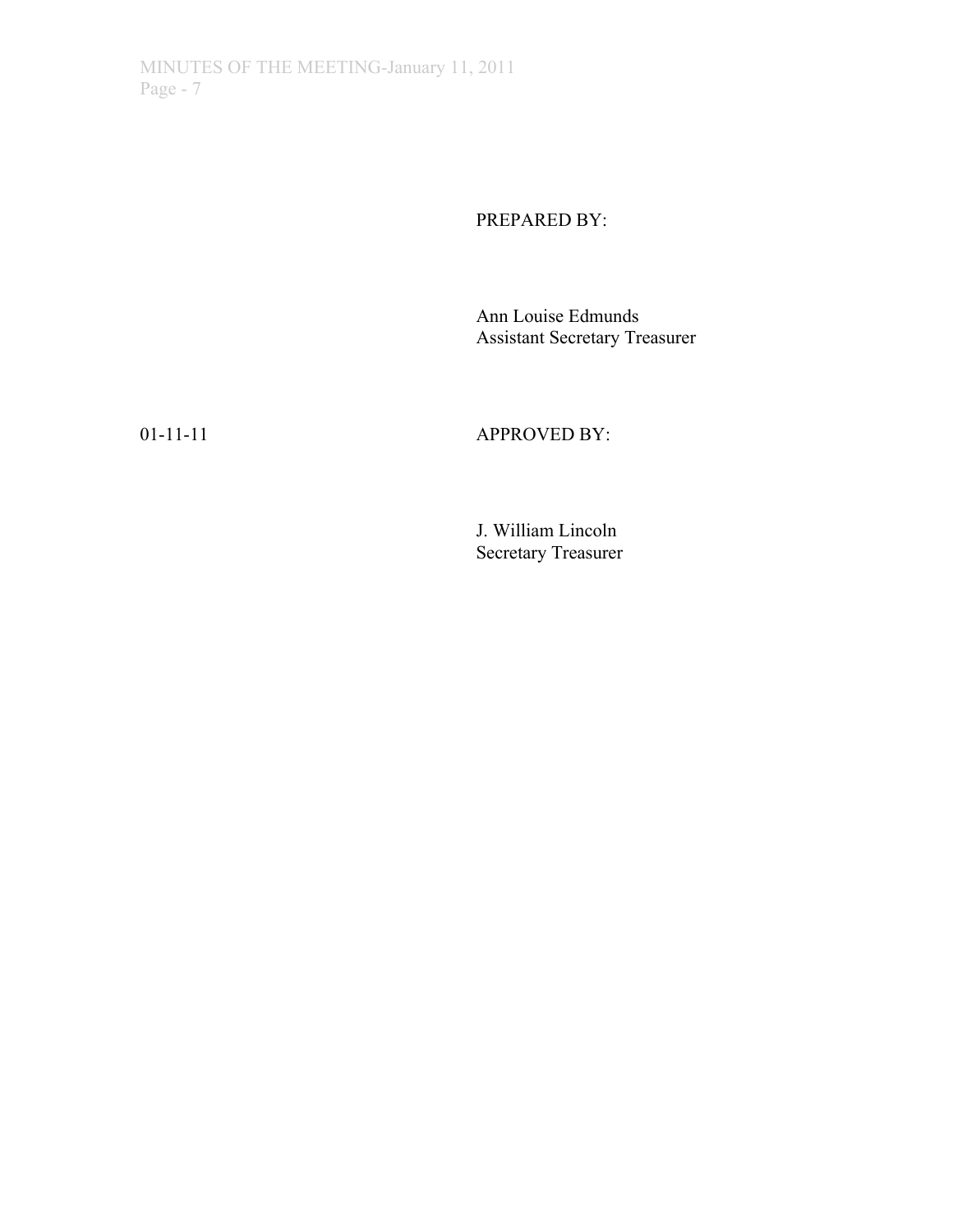PREPARED BY:

Ann Louise Edmunds
Assistant Secretary Treasurer

01-11-11

APPROVED BY:

J. William Lincoln
Secretary Treasurer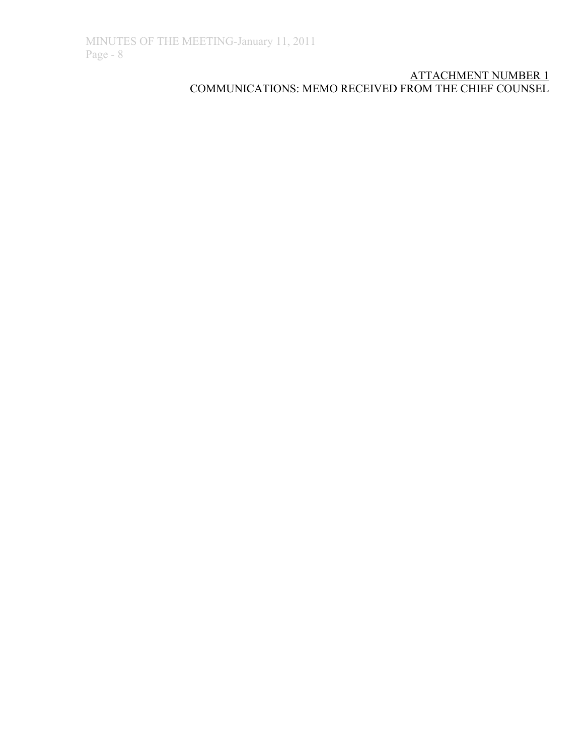<u>ATTACHMENT NUMBER 1</u>

COMMUNICATIONS: MEMO RECEIVED FROM THE CHIEF COUNSEL